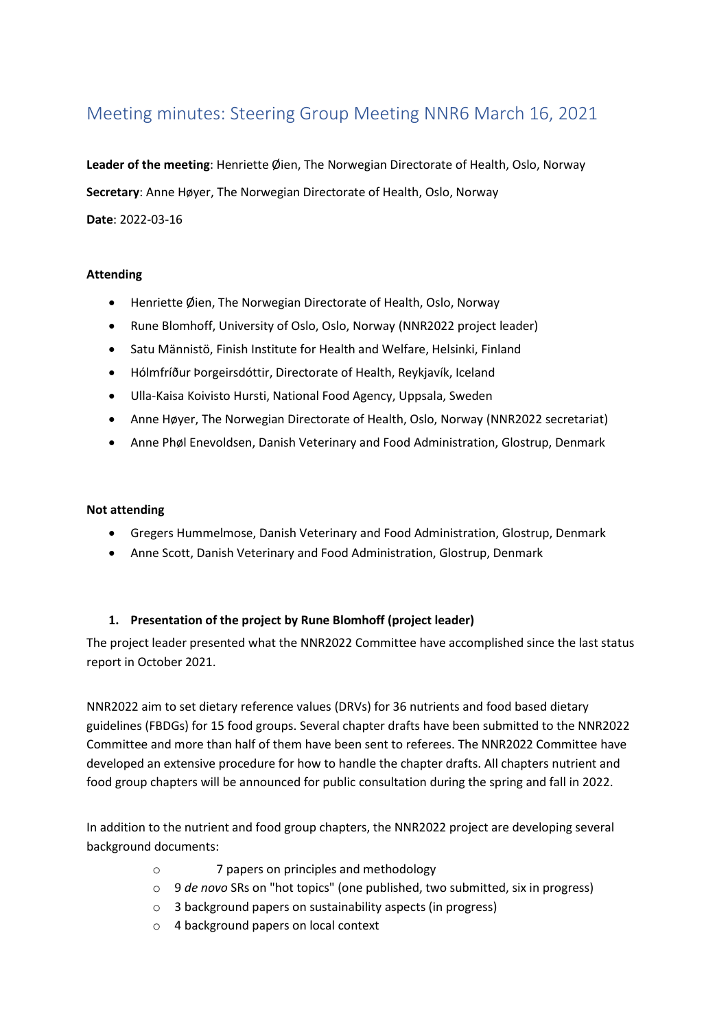# Meeting minutes: Steering Group Meeting NNR6 March 16, 2021

**Leader of the meeting**: Henriette Øien, The Norwegian Directorate of Health, Oslo, Norway

**Secretary**: Anne Høyer, The Norwegian Directorate of Health, Oslo, Norway

**Date**: 2022-03-16

**Attending**

- Henriette Øien, The Norwegian Directorate of Health, Oslo, Norway
- Rune Blomhoff, University of Oslo, Oslo, Norway (NNR2022 project leader)
- Satu Männistö, Finish Institute for Health and Welfare, Helsinki, Finland
- Hólmfríður Þorgeirsdóttir, Directorate of Health, Reykjavík, Iceland
- Ulla-Kaisa Koivisto Hursti, National Food Agency, Uppsala, Sweden
- Anne Høyer, The Norwegian Directorate of Health, Oslo, Norway (NNR2022 secretariat)
- Anne Phøl Enevoldsen, Danish Veterinary and Food Administration, Glostrup, Denmark

**Not attending**

- Gregers Hummelmose, Danish Veterinary and Food Administration, Glostrup, Denmark
- Anne Scott, Danish Veterinary and Food Administration, Glostrup, Denmark

1. **Presentation of the project by Rune Blomhoff (project leader)**

The project leader presented what the NNR2022 Committee have accomplished since the last status report in October 2021.

NNR2022 aim to set dietary reference values (DRVs) for 36 nutrients and food based dietary guidelines (FBDGs) for 15 food groups. Several chapter drafts have been submitted to the NNR2022 Committee and more than half of them have been sent to referees. The NNR2022 Committee have developed an extensive procedure for how to handle the chapter drafts. All chapters nutrient and food group chapters will be announced for public consultation during the spring and fall in 2022.

In addition to the nutrient and food group chapters, the NNR2022 project are developing several background documents:

- 7 papers on principles and methodology
- 9 *de novo* SRs on "hot topics" (one published, two submitted, six in progress)
- 3 background papers on sustainability aspects (in progress)
- 4 background papers on local context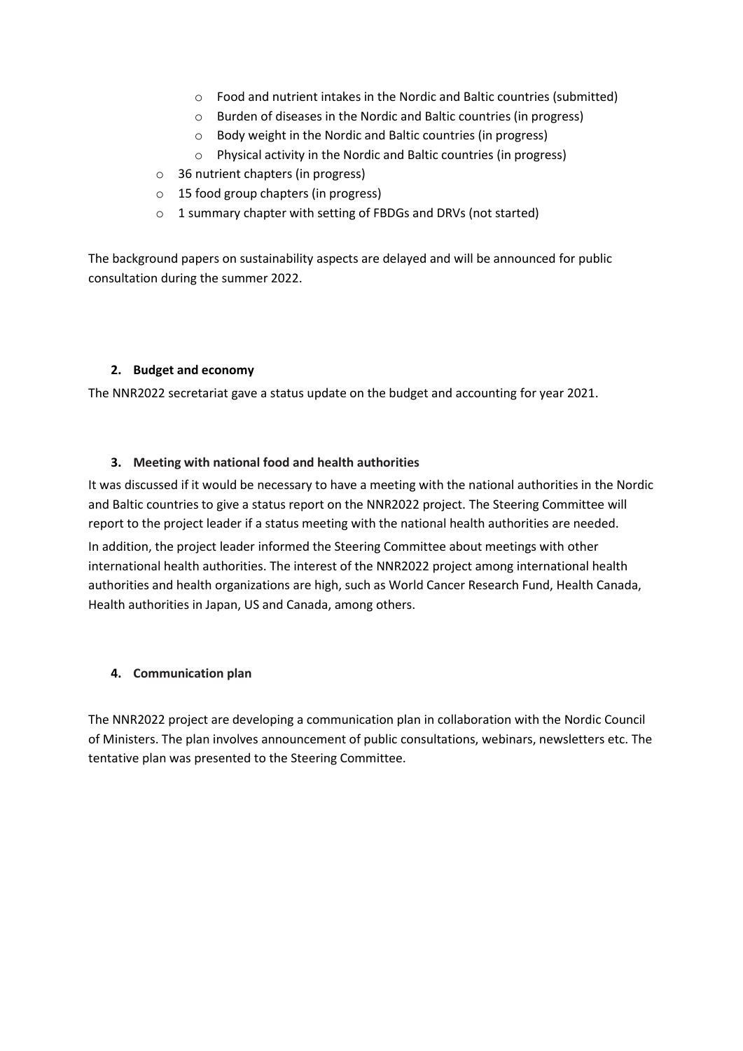- Food and nutrient intakes in the Nordic and Baltic countries (submitted)
    - Burden of diseases in the Nordic and Baltic countries (in progress)
    - Body weight in the Nordic and Baltic countries (in progress)
    - Physical activity in the Nordic and Baltic countries (in progress)
  - 36 nutrient chapters (in progress)
  - 15 food group chapters (in progress)
  - 1 summary chapter with setting of FBDGs and DRVs (not started)

The background papers on sustainability aspects are delayed and will be announced for public consultation during the summer 2022.

**2. Budget and economy**

The NNR2022 secretariat gave a status update on the budget and accounting for year 2021.

**3. Meeting with national food and health authorities**

It was discussed if it would be necessary to have a meeting with the national authorities in the Nordic and Baltic countries to give a status report on the NNR2022 project. The Steering Committee will report to the project leader if a status meeting with the national health authorities are needed.

In addition, the project leader informed the Steering Committee about meetings with other international health authorities. The interest of the NNR2022 project among international health authorities and health organizations are high, such as World Cancer Research Fund, Health Canada, Health authorities in Japan, US and Canada, among others.

**4. Communication plan**

The NNR2022 project are developing a communication plan in collaboration with the Nordic Council of Ministers. The plan involves announcement of public consultations, webinars, newsletters etc. The tentative plan was presented to the Steering Committee.